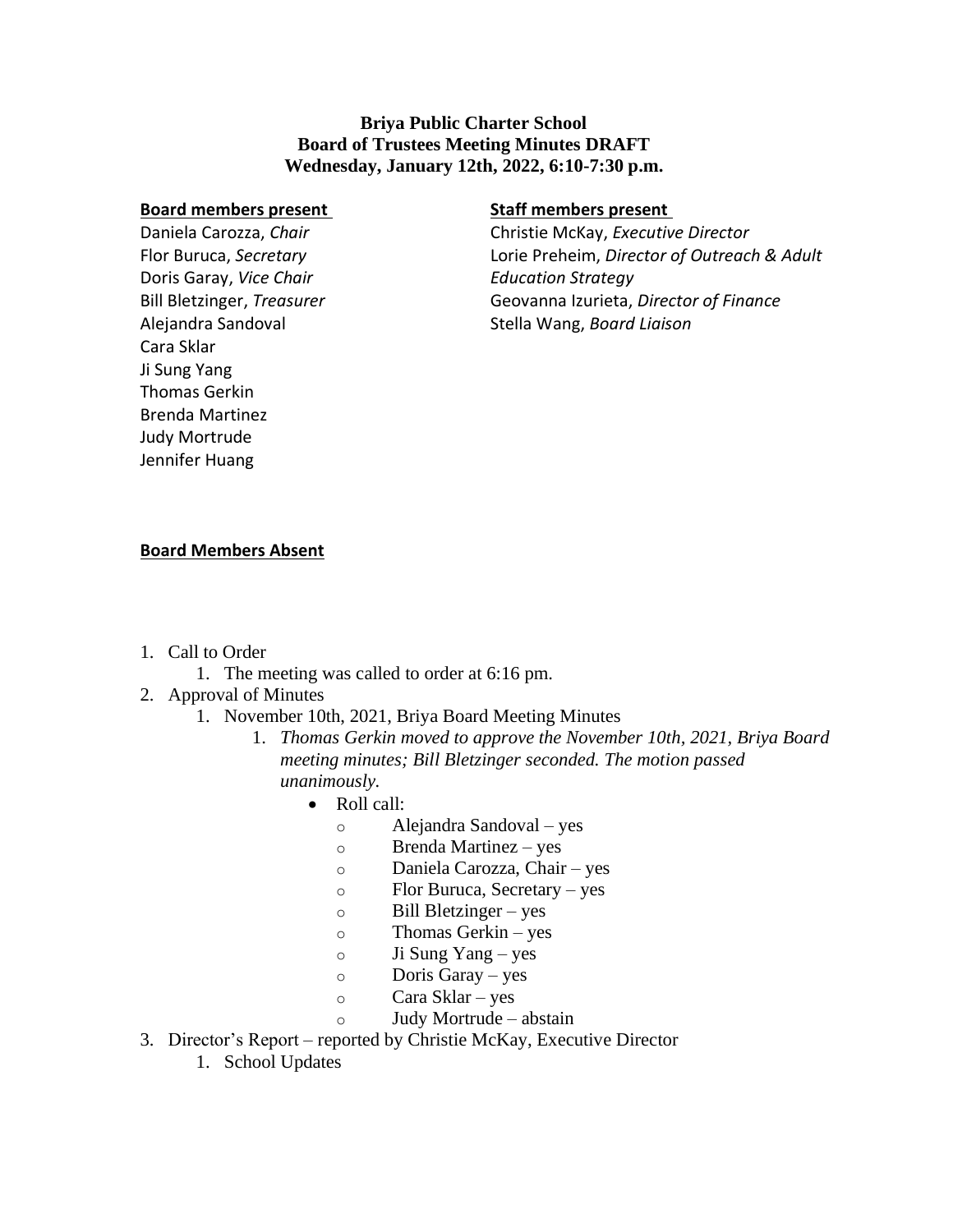**Briya Public Charter School**
**Board of Trustees Meeting Minutes DRAFT**
**Wednesday, January 12th, 2022, 6:10-7:30 p.m.**

**Board members present**

Daniela Carozza, *Chair*
Flor Buruca, *Secretary*
Doris Garay, *Vice Chair*
Bill Bletzinger, *Treasurer*
Alejandra Sandoval
Cara Sklar
Ji Sung Yang
Thomas Gerkin
Brenda Martinez
Judy Mortrude
Jennifer Huang

**Staff members present**

Christie McKay, *Executive Director*
Lorie Preheim, *Director of Outreach & Adult Education Strategy*
Geovanna Izurieta, *Director of Finance*
Stella Wang, *Board Liaison*

**Board Members Absent**

1. Call to Order
   1. The meeting was called to order at 6:16 pm.
2. Approval of Minutes
   1. November 10th, 2021, Briya Board Meeting Minutes
      1. *Thomas Gerkin moved to approve the November 10th, 2021, Briya Board meeting minutes; Bill Bletzinger seconded. The motion passed unanimously.*
         - Roll call:
           - Alejandra Sandoval – yes
           - Brenda Martinez – yes
           - Daniela Carozza, Chair – yes
           - Flor Buruca, Secretary – yes
           - Bill Bletzinger – yes
           - Thomas Gerkin – yes
           - Ji Sung Yang – yes
           - Doris Garay – yes
           - Cara Sklar – yes
           - Judy Mortrude – abstain
3. Director's Report – reported by Christie McKay, Executive Director
   1. School Updates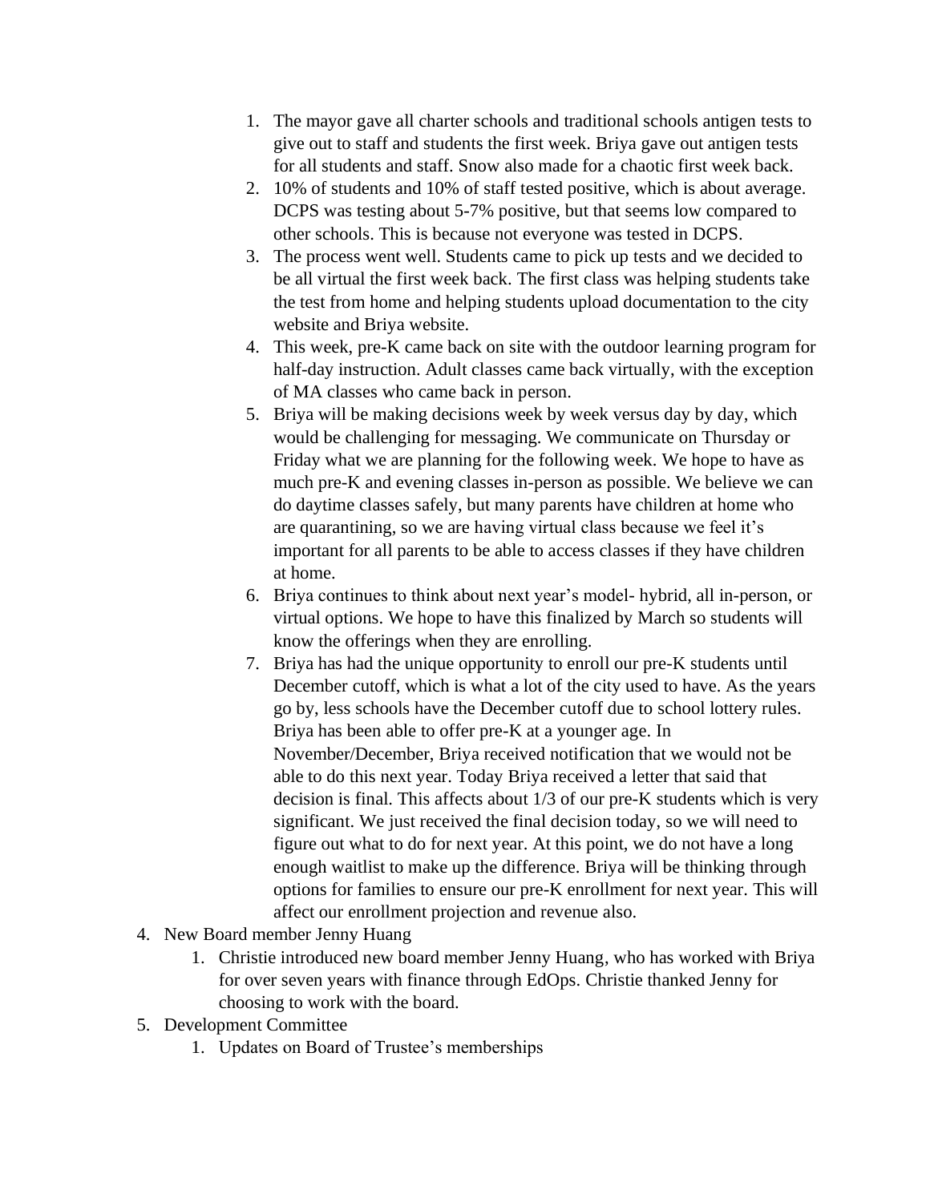1. The mayor gave all charter schools and traditional schools antigen tests to give out to staff and students the first week. Briya gave out antigen tests for all students and staff. Snow also made for a chaotic first week back.
    2. 10% of students and 10% of staff tested positive, which is about average. DCPS was testing about 5-7% positive, but that seems low compared to other schools. This is because not everyone was tested in DCPS.
    3. The process went well. Students came to pick up tests and we decided to be all virtual the first week back. The first class was helping students take the test from home and helping students upload documentation to the city website and Briya website.
    4. This week, pre-K came back on site with the outdoor learning program for half-day instruction. Adult classes came back virtually, with the exception of MA classes who came back in person.
    5. Briya will be making decisions week by week versus day by day, which would be challenging for messaging. We communicate on Thursday or Friday what we are planning for the following week. We hope to have as much pre-K and evening classes in-person as possible. We believe we can do daytime classes safely, but many parents have children at home who are quarantining, so we are having virtual class because we feel it's important for all parents to be able to access classes if they have children at home.
    6. Briya continues to think about next year's model- hybrid, all in-person, or virtual options. We hope to have this finalized by March so students will know the offerings when they are enrolling.
    7. Briya has had the unique opportunity to enroll our pre-K students until December cutoff, which is what a lot of the city used to have. As the years go by, less schools have the December cutoff due to school lottery rules. Briya has been able to offer pre-K at a younger age. In November/December, Briya received notification that we would not be able to do this next year. Today Briya received a letter that said that decision is final. This affects about 1/3 of our pre-K students which is very significant. We just received the final decision today, so we will need to figure out what to do for next year. At this point, we do not have a long enough waitlist to make up the difference. Briya will be thinking through options for families to ensure our pre-K enrollment for next year. This will affect our enrollment projection and revenue also.

4. New Board member Jenny Huang
    1. Christie introduced new board member Jenny Huang, who has worked with Briya for over seven years with finance through EdOps. Christie thanked Jenny for choosing to work with the board.
5. Development Committee
    1. Updates on Board of Trustee's memberships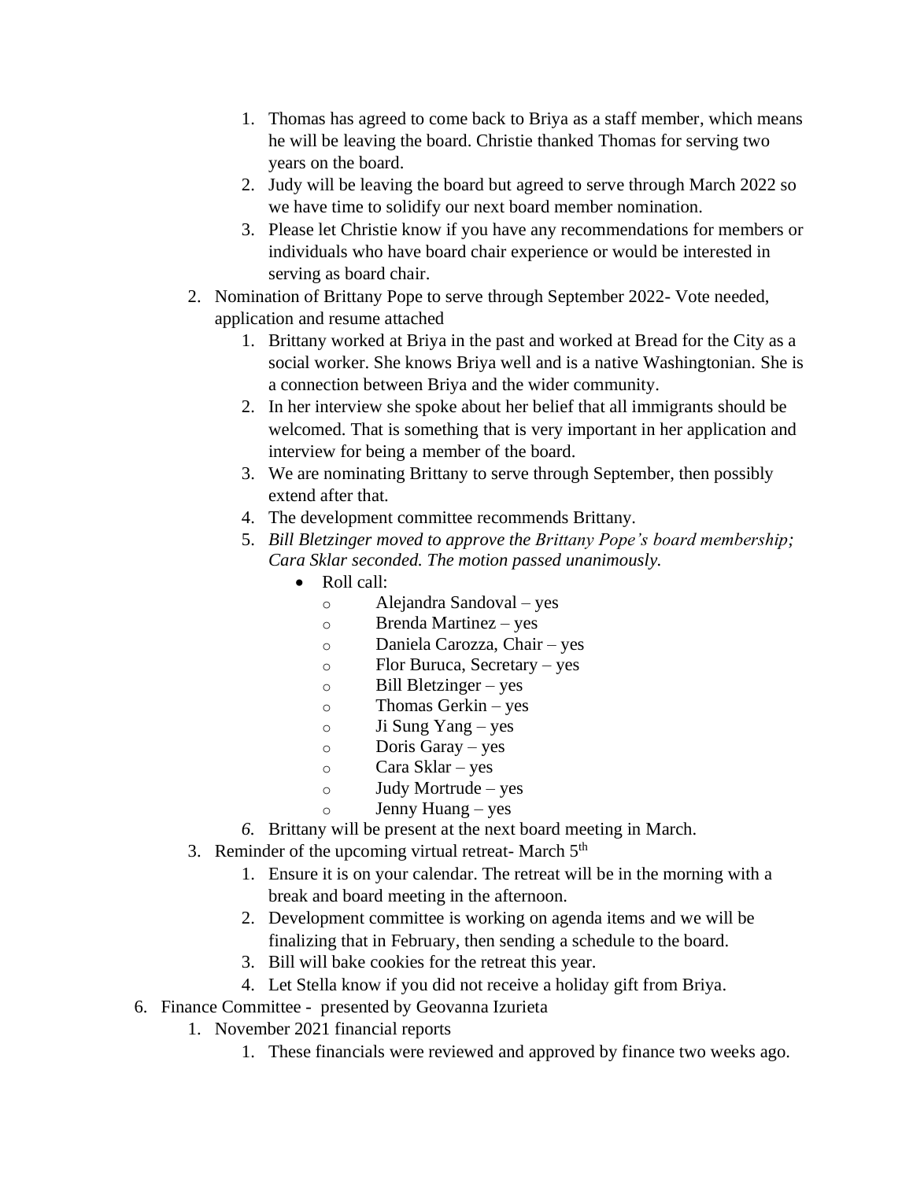1. Thomas has agreed to come back to Briya as a staff member, which means he will be leaving the board. Christie thanked Thomas for serving two years on the board.
        2. Judy will be leaving the board but agreed to serve through March 2022 so we have time to solidify our next board member nomination.
        3. Please let Christie know if you have any recommendations for members or individuals who have board chair experience or would be interested in serving as board chair.
    2. Nomination of Brittany Pope to serve through September 2022- Vote needed, application and resume attached
        1. Brittany worked at Briya in the past and worked at Bread for the City as a social worker. She knows Briya well and is a native Washingtonian. She is a connection between Briya and the wider community.
        2. In her interview she spoke about her belief that all immigrants should be welcomed. That is something that is very important in her application and interview for being a member of the board.
        3. We are nominating Brittany to serve through September, then possibly extend after that.
        4. The development committee recommends Brittany.
        5. *Bill Bletzinger moved to approve the Brittany Pope's board membership; Cara Sklar seconded. The motion passed unanimously.*
            - Roll call:
                - Alejandra Sandoval – yes
                - Brenda Martinez – yes
                - Daniela Carozza, Chair – yes
                - Flor Buruca, Secretary – yes
                - Bill Bletzinger – yes
                - Thomas Gerkin – yes
                - Ji Sung Yang – yes
                - Doris Garay – yes
                - Cara Sklar – yes
                - Judy Mortrude – yes
                - Jenny Huang – yes
        6. Brittany will be present at the next board meeting in March.
    3. Reminder of the upcoming virtual retreat- March 5th
        1. Ensure it is on your calendar. The retreat will be in the morning with a break and board meeting in the afternoon.
        2. Development committee is working on agenda items and we will be finalizing that in February, then sending a schedule to the board.
        3. Bill will bake cookies for the retreat this year.
        4. Let Stella know if you did not receive a holiday gift from Briya.
6. Finance Committee - presented by Geovanna Izurieta
    1. November 2021 financial reports
        1. These financials were reviewed and approved by finance two weeks ago.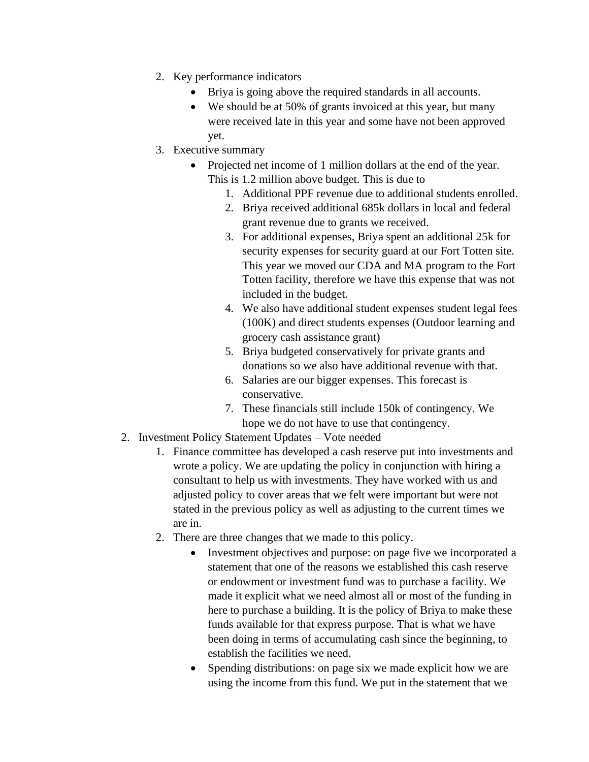2. Key performance indicators
    - Briya is going above the required standards in all accounts.
    - We should be at 50% of grants invoiced at this year, but many were received late in this year and some have not been approved yet.
3. Executive summary
    - Projected net income of 1 million dollars at the end of the year. This is 1.2 million above budget. This is due to
        1. Additional PPF revenue due to additional students enrolled.
        2. Briya received additional 685k dollars in local and federal grant revenue due to grants we received.
        3. For additional expenses, Briya spent an additional 25k for security expenses for security guard at our Fort Totten site. This year we moved our CDA and MA program to the Fort Totten facility, therefore we have this expense that was not included in the budget.
        4. We also have additional student expenses student legal fees (100K) and direct students expenses (Outdoor learning and grocery cash assistance grant)
        5. Briya budgeted conservatively for private grants and donations so we also have additional revenue with that.
        6. Salaries are our bigger expenses. This forecast is conservative.
        7. These financials still include 150k of contingency. We hope we do not have to use that contingency.

2. Investment Policy Statement Updates – Vote needed
    1. Finance committee has developed a cash reserve put into investments and wrote a policy. We are updating the policy in conjunction with hiring a consultant to help us with investments. They have worked with us and adjusted policy to cover areas that we felt were important but were not stated in the previous policy as well as adjusting to the current times we are in.
    2. There are three changes that we made to this policy.
        - Investment objectives and purpose: on page five we incorporated a statement that one of the reasons we established this cash reserve or endowment or investment fund was to purchase a facility. We made it explicit what we need almost all or most of the funding in here to purchase a building. It is the policy of Briya to make these funds available for that express purpose. That is what we have been doing in terms of accumulating cash since the beginning, to establish the facilities we need.
        - Spending distributions: on page six we made explicit how we are using the income from this fund. We put in the statement that we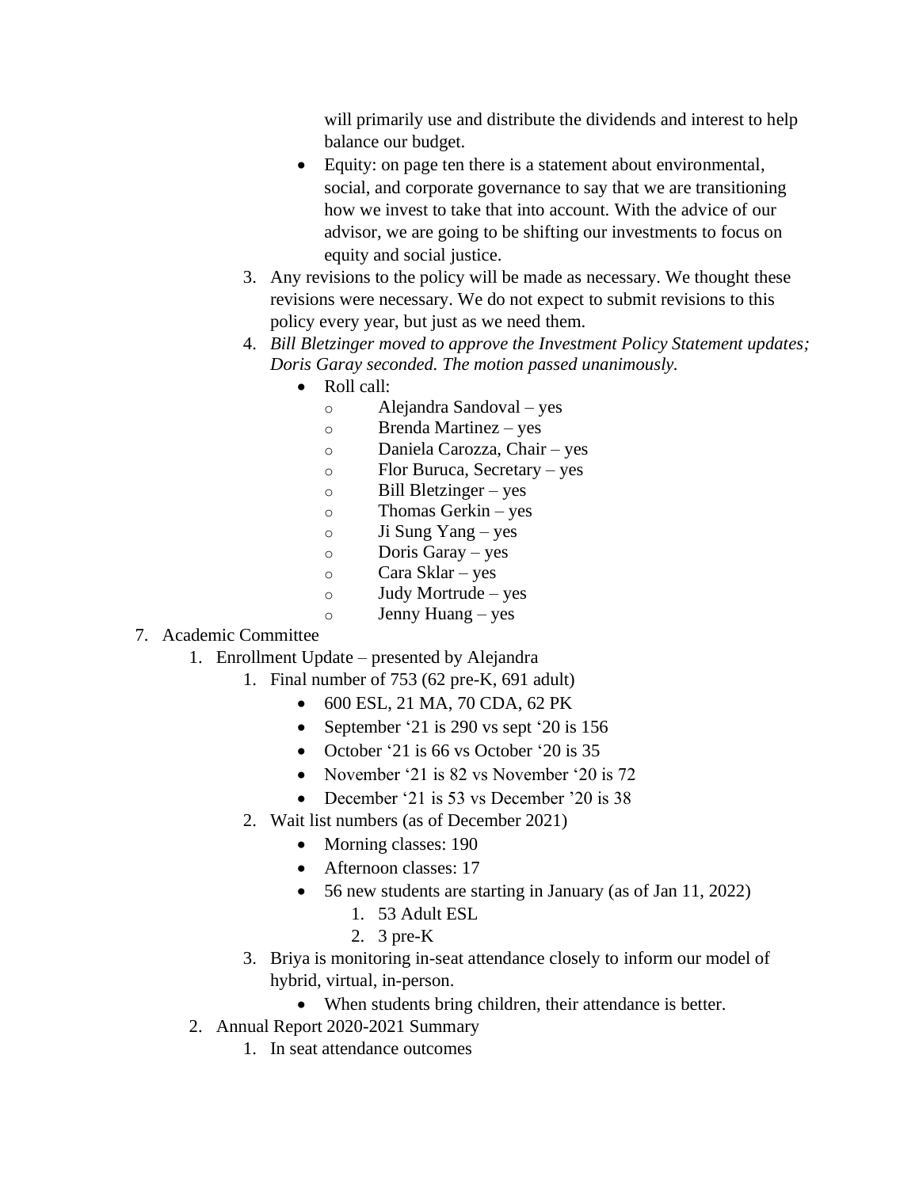- will primarily use and distribute the dividends and interest to help balance our budget.
        - Equity: on page ten there is a statement about environmental, social, and corporate governance to say that we are transitioning how we invest to take that into account. With the advice of our advisor, we are going to be shifting our investments to focus on equity and social justice.
    3. Any revisions to the policy will be made as necessary. We thought these revisions were necessary. We do not expect to submit revisions to this policy every year, but just as we need them.
    4. *Bill Bletzinger moved to approve the Investment Policy Statement updates; Doris Garay seconded. The motion passed unanimously.*
        - Roll call:
            - Alejandra Sandoval – yes
            - Brenda Martinez – yes
            - Daniela Carozza, Chair – yes
            - Flor Buruca, Secretary – yes
            - Bill Bletzinger – yes
            - Thomas Gerkin – yes
            - Ji Sung Yang – yes
            - Doris Garay – yes
            - Cara Sklar – yes
            - Judy Mortrude – yes
            - Jenny Huang – yes

7. Academic Committee
    1. Enrollment Update – presented by Alejandra
        1. Final number of 753 (62 pre-K, 691 adult)
            - 600 ESL, 21 MA, 70 CDA, 62 PK
            - September '21 is 290 vs sept '20 is 156
            - October '21 is 66 vs October '20 is 35
            - November '21 is 82 vs November '20 is 72
            - December '21 is 53 vs December '20 is 38
        2. Wait list numbers (as of December 2021)
            - Morning classes: 190
            - Afternoon classes: 17
            - 56 new students are starting in January (as of Jan 11, 2022)
                1. 53 Adult ESL
                2. 3 pre-K
        3. Briya is monitoring in-seat attendance closely to inform our model of hybrid, virtual, in-person.
            - When students bring children, their attendance is better.
    2. Annual Report 2020-2021 Summary
        1. In seat attendance outcomes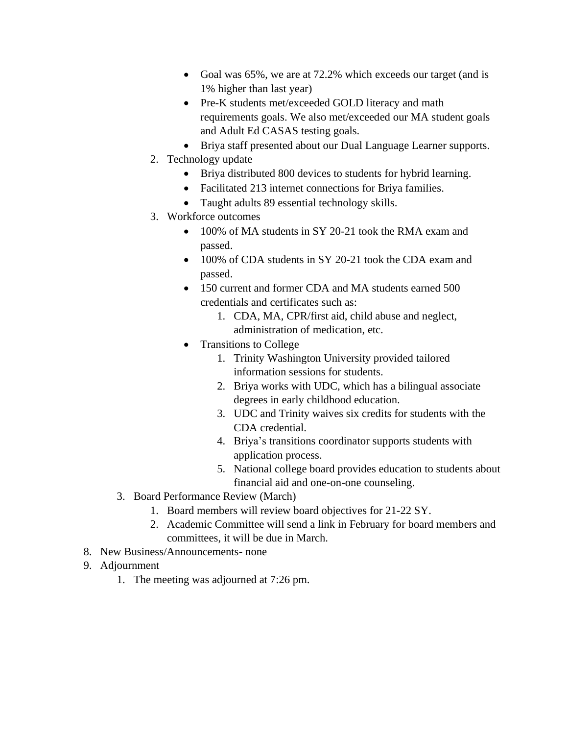- Goal was 65%, we are at 72.2% which exceeds our target (and is 1% higher than last year)
        - Pre-K students met/exceeded GOLD literacy and math requirements goals. We also met/exceeded our MA student goals and Adult Ed CASAS testing goals.
        - Briya staff presented about our Dual Language Learner supports.
    2. Technology update
        - Briya distributed 800 devices to students for hybrid learning.
        - Facilitated 213 internet connections for Briya families.
        - Taught adults 89 essential technology skills.
    3. Workforce outcomes
        - 100% of MA students in SY 20-21 took the RMA exam and passed.
        - 100% of CDA students in SY 20-21 took the CDA exam and passed.
        - 150 current and former CDA and MA students earned 500 credentials and certificates such as:
            1. CDA, MA, CPR/first aid, child abuse and neglect, administration of medication, etc.
        - Transitions to College
            1. Trinity Washington University provided tailored information sessions for students.
            2. Briya works with UDC, which has a bilingual associate degrees in early childhood education.
            3. UDC and Trinity waives six credits for students with the CDA credential.
            4. Briya's transitions coordinator supports students with application process.
            5. National college board provides education to students about financial aid and one-on-one counseling.
3. Board Performance Review (March)
    1. Board members will review board objectives for 21-22 SY.
    2. Academic Committee will send a link in February for board members and committees, it will be due in March.

8. New Business/Announcements- none
9. Adjournment
    1. The meeting was adjourned at 7:26 pm.